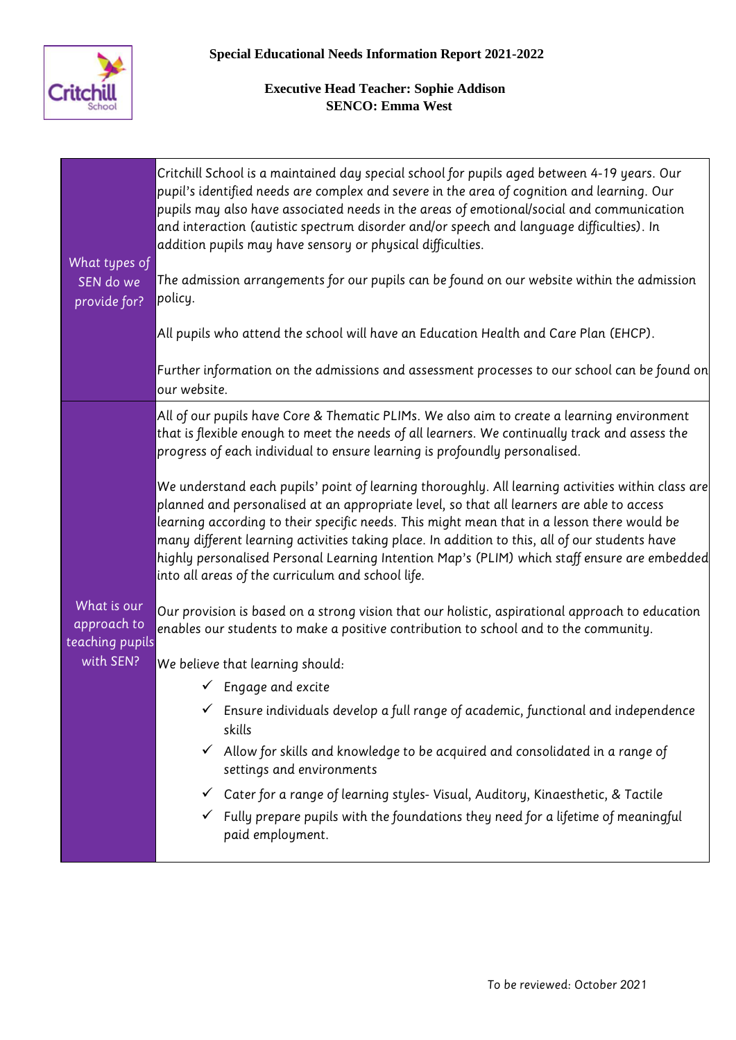# Special Educational Needs Information Report 2021-2022

**Executive Head Teacher: Sophie Addison**
**SENCO: Emma West**

| | |
|---|---|
| What types of SEN do we provide for? | Critchill School is a maintained day special school for pupils aged between 4-19 years. Our pupil's identified needs are complex and severe in the area of cognition and learning. Our pupils may also have associated needs in the areas of emotional/social and communication and interaction (autistic spectrum disorder and/or speech and language difficulties). In addition pupils may have sensory or physical difficulties.<br><br>The admission arrangements for our pupils can be found on our website within the admission policy.<br><br>All pupils who attend the school will have an Education Health and Care Plan (EHCP).<br><br>Further information on the admissions and assessment processes to our school can be found on our website. |
| What is our approach to teaching pupils with SEN? | All of our pupils have Core & Thematic PLIMs. We also aim to create a learning environment that is flexible enough to meet the needs of all learners. We continually track and assess the progress of each individual to ensure learning is profoundly personalised.<br><br>We understand each pupils' point of learning thoroughly. All learning activities within class are planned and personalised at an appropriate level, so that all learners are able to access learning according to their specific needs. This might mean that in a lesson there would be many different learning activities taking place. In addition to this, all of our students have highly personalised Personal Learning Intention Map's (PLIM) which staff ensure are embedded into all areas of the curriculum and school life.<br><br>Our provision is based on a strong vision that our holistic, aspirational approach to education enables our students to make a positive contribution to school and to the community.<br><br>We believe that learning should:<br>✓ Engage and excite<br>✓ Ensure individuals develop a full range of academic, functional and independence skills<br>✓ Allow for skills and knowledge to be acquired and consolidated in a range of settings and environments<br>✓ Cater for a range of learning styles- Visual, Auditory, Kinaesthetic, & Tactile<br>✓ Fully prepare pupils with the foundations they need for a lifetime of meaningful paid employment. |

To be reviewed: October 2021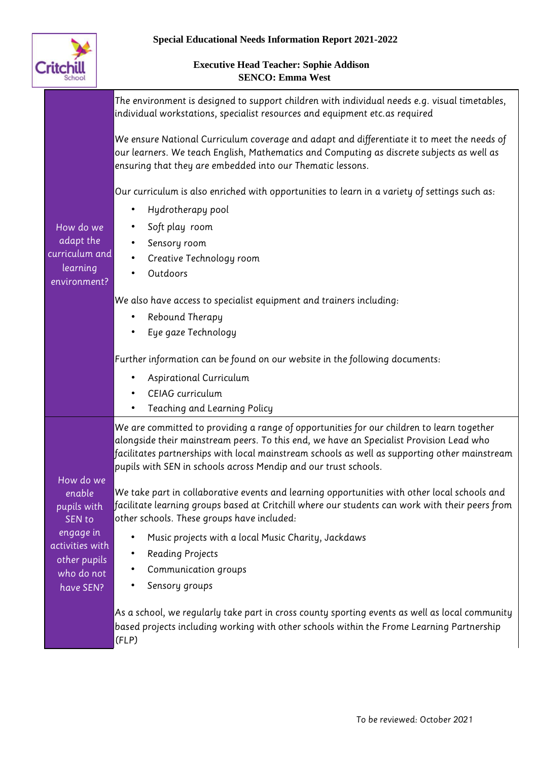**Special Educational Needs Information Report 2021-2022**

**Executive Head Teacher: Sophie Addison**
**SENCO: Emma West**

<table>
<tr>
<td>How do we adapt the curriculum and learning environment?</td>
<td>
The environment is designed to support children with individual needs e.g. visual timetables, individual workstations, specialist resources and equipment etc.as required<br><br>
We ensure National Curriculum coverage and adapt and differentiate it to meet the needs of our learners. We teach English, Mathematics and Computing as discrete subjects as well as ensuring that they are embedded into our Thematic lessons.<br><br>
Our curriculum is also enriched with opportunities to learn in a variety of settings such as:
<ul>
<li>Hydrotherapy pool</li>
<li>Soft play room</li>
<li>Sensory room</li>
<li>Creative Technology room</li>
<li>Outdoors</li>
</ul>
We also have access to specialist equipment and trainers including:
<ul>
<li>Rebound Therapy</li>
<li>Eye gaze Technology</li>
</ul>
Further information can be found on our website in the following documents:
<ul>
<li>Aspirational Curriculum</li>
<li>CEIAG curriculum</li>
<li>Teaching and Learning Policy</li>
</ul>
</td>
</tr>
<tr>
<td>How do we enable pupils with SEN to engage in activities with other pupils who do not have SEN?</td>
<td>
We are committed to providing a range of opportunities for our children to learn together alongside their mainstream peers. To this end, we have an Specialist Provision Lead who facilitates partnerships with local mainstream schools as well as supporting other mainstream pupils with SEN in schools across Mendip and our trust schools.<br><br>
We take part in collaborative events and learning opportunities with other local schools and facilitate learning groups based at Critchill where our students can work with their peers from other schools. These groups have included:
<ul>
<li>Music projects with a local Music Charity, Jackdaws</li>
<li>Reading Projects</li>
<li>Communication groups</li>
<li>Sensory groups</li>
</ul>
As a school, we regularly take part in cross county sporting events as well as local community based projects including working with other schools within the Frome Learning Partnership (FLP)
</td>
</tr>
</table>

To be reviewed: October 2021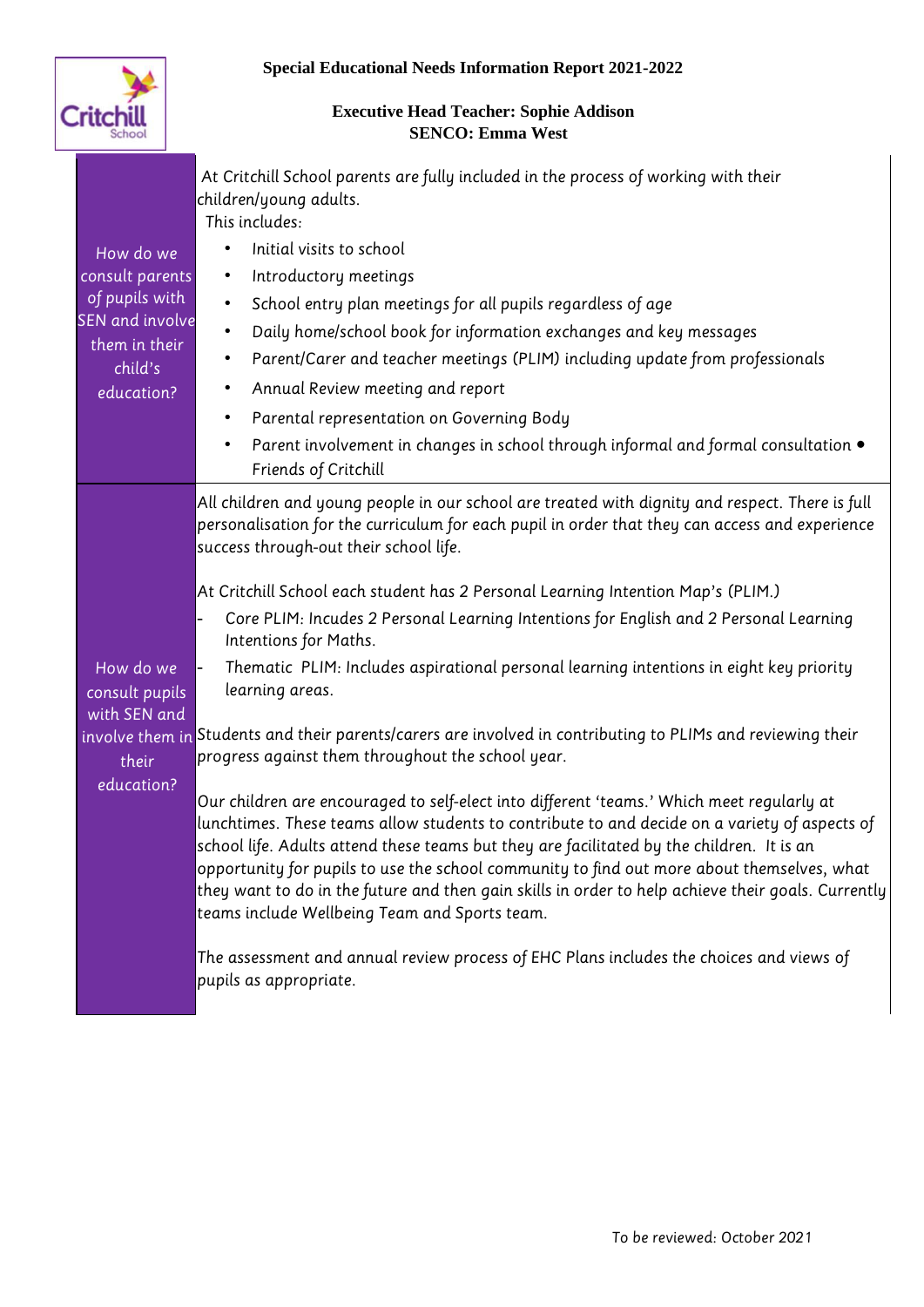**Special Educational Needs Information Report 2021-2022**

**Executive Head Teacher: Sophie Addison**
**SENCO: Emma West**

| | |
|---|---|
| How do we consult parents of pupils with SEN and involve them in their child's education? | At Critchill School parents are fully included in the process of working with their children/young adults.<br>This includes:<br>• Initial visits to school<br>• Introductory meetings<br>• School entry plan meetings for all pupils regardless of age<br>• Daily home/school book for information exchanges and key messages<br>• Parent/Carer and teacher meetings (PLIM) including update from professionals<br>• Annual Review meeting and report<br>• Parental representation on Governing Body<br>• Parent involvement in changes in school through informal and formal consultation • Friends of Critchill |
| How do we consult pupils with SEN and involve them in their education? | All children and young people in our school are treated with dignity and respect. There is full personalisation for the curriculum for each pupil in order that they can access and experience success through-out their school life.<br><br>At Critchill School each student has 2 Personal Learning Intention Map's (PLIM.)<br>- Core PLIM: Incudes 2 Personal Learning Intentions for English and 2 Personal Learning Intentions for Maths.<br>- Thematic PLIM: Includes aspirational personal learning intentions in eight key priority learning areas.<br><br>Students and their parents/carers are involved in contributing to PLIMs and reviewing their progress against them throughout the school year.<br><br>Our children are encouraged to self-elect into different 'teams.' Which meet regularly at lunchtimes. These teams allow students to contribute to and decide on a variety of aspects of school life. Adults attend these teams but they are facilitated by the children. It is an opportunity for pupils to use the school community to find out more about themselves, what they want to do in the future and then gain skills in order to help achieve their goals. Currently teams include Wellbeing Team and Sports team.<br><br>The assessment and annual review process of EHC Plans includes the choices and views of pupils as appropriate. |

To be reviewed: October 2021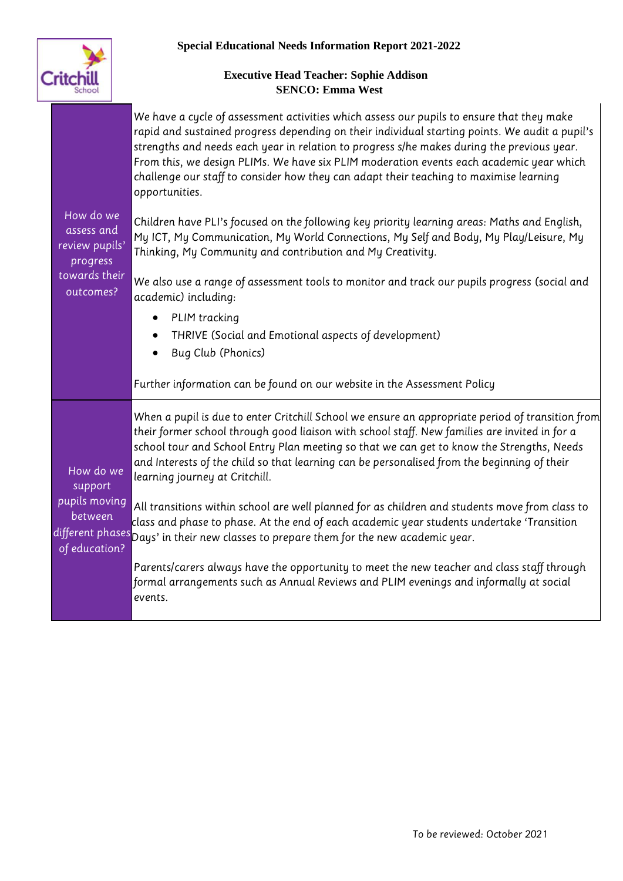**Special Educational Needs Information Report 2021-2022**

**Executive Head Teacher: Sophie Addison**
**SENCO: Emma West**

| | |
|---|---|
| How do we assess and review pupils' progress towards their outcomes? | We have a cycle of assessment activities which assess our pupils to ensure that they make rapid and sustained progress depending on their individual starting points. We audit a pupil's strengths and needs each year in relation to progress s/he makes during the previous year. From this, we design PLIMs. We have six PLIM moderation events each academic year which challenge our staff to consider how they can adapt their teaching to maximise learning opportunities.<br><br>Children have PLI's focused on the following key priority learning areas: Maths and English, My ICT, My Communication, My World Connections, My Self and Body, My Play/Leisure, My Thinking, My Community and contribution and My Creativity.<br><br>We also use a range of assessment tools to monitor and track our pupils progress (social and academic) including:<br>• PLIM tracking<br>• THRIVE (Social and Emotional aspects of development)<br>• Bug Club (Phonics)<br><br>Further information can be found on our website in the Assessment Policy |
| How do we support pupils moving between different phases of education? | When a pupil is due to enter Critchill School we ensure an appropriate period of transition from their former school through good liaison with school staff. New families are invited in for a school tour and School Entry Plan meeting so that we can get to know the Strengths, Needs and Interests of the child so that learning can be personalised from the beginning of their learning journey at Critchill.<br><br>All transitions within school are well planned for as children and students move from class to class and phase to phase. At the end of each academic year students undertake 'Transition Days' in their new classes to prepare them for the new academic year.<br><br>Parents/carers always have the opportunity to meet the new teacher and class staff through formal arrangements such as Annual Reviews and PLIM evenings and informally at social events. |

To be reviewed: October 2021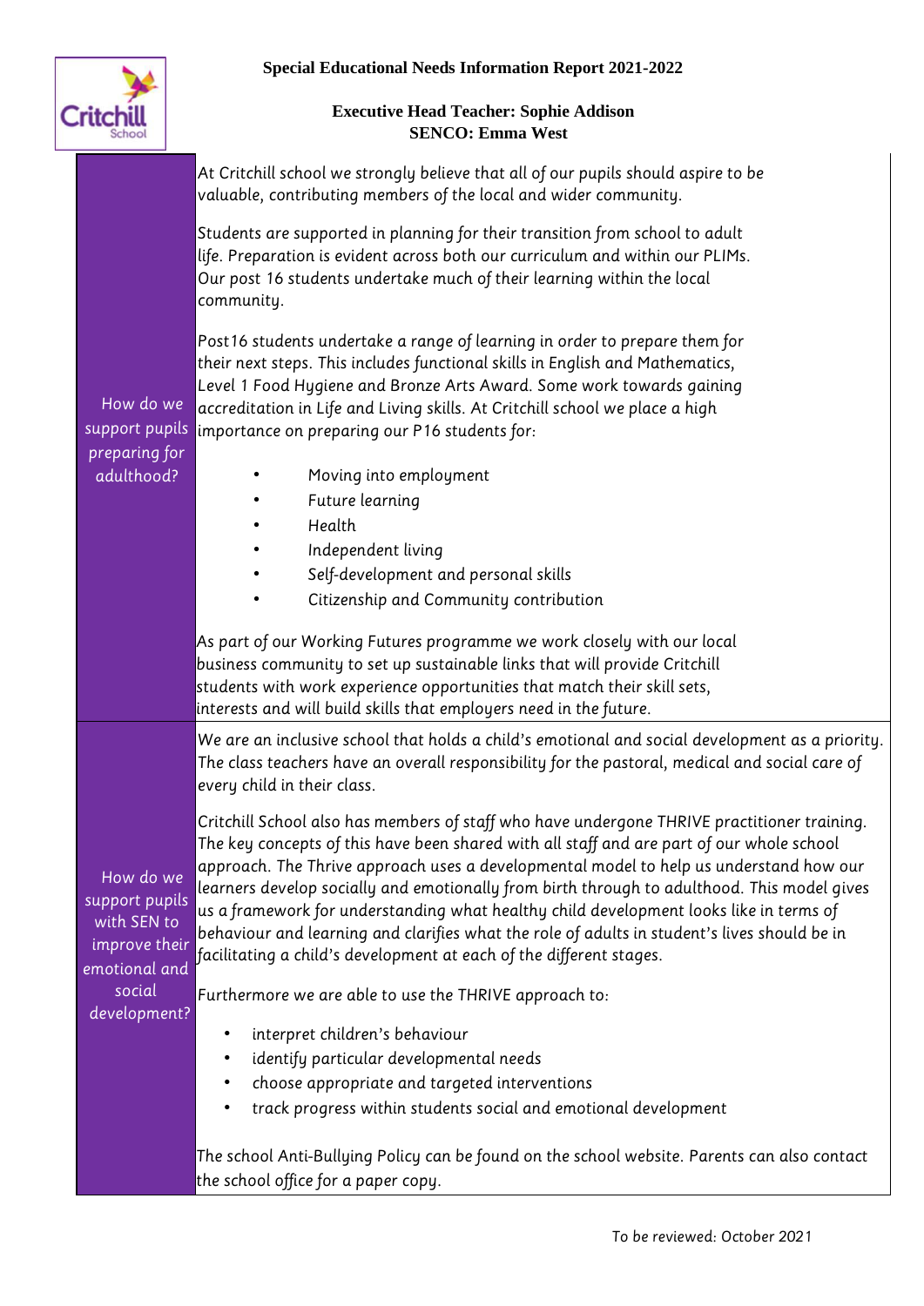**Special Educational Needs Information Report 2021-2022**

**Executive Head Teacher: Sophie Addison**
**SENCO: Emma West**

| | |
|---|---|
| How do we support pupils preparing for adulthood? | At Critchill school we strongly believe that all of our pupils should aspire to be valuable, contributing members of the local and wider community.<br><br>Students are supported in planning for their transition from school to adult life. Preparation is evident across both our curriculum and within our PLIMs. Our post 16 students undertake much of their learning within the local community.<br><br>Post16 students undertake a range of learning in order to prepare them for their next steps. This includes functional skills in English and Mathematics, Level 1 Food Hygiene and Bronze Arts Award. Some work towards gaining accreditation in Life and Living skills. At Critchill school we place a high importance on preparing our P16 students for:<br><br>• Moving into employment<br>• Future learning<br>• Health<br>• Independent living<br>• Self-development and personal skills<br>• Citizenship and Community contribution<br><br>As part of our Working Futures programme we work closely with our local business community to set up sustainable links that will provide Critchill students with work experience opportunities that match their skill sets, interests and will build skills that employers need in the future. |
| How do we support pupils with SEN to improve their emotional and social development? | We are an inclusive school that holds a child's emotional and social development as a priority. The class teachers have an overall responsibility for the pastoral, medical and social care of every child in their class.<br><br>Critchill School also has members of staff who have undergone THRIVE practitioner training. The key concepts of this have been shared with all staff and are part of our whole school approach. The Thrive approach uses a developmental model to help us understand how our learners develop socially and emotionally from birth through to adulthood. This model gives us a framework for understanding what healthy child development looks like in terms of behaviour and learning and clarifies what the role of adults in student's lives should be in facilitating a child's development at each of the different stages.<br><br>Furthermore we are able to use the THRIVE approach to:<br><br>• interpret children's behaviour<br>• identify particular developmental needs<br>• choose appropriate and targeted interventions<br>• track progress within students social and emotional development<br><br>The school Anti-Bullying Policy can be found on the school website. Parents can also contact the school office for a paper copy. |

To be reviewed: October 2021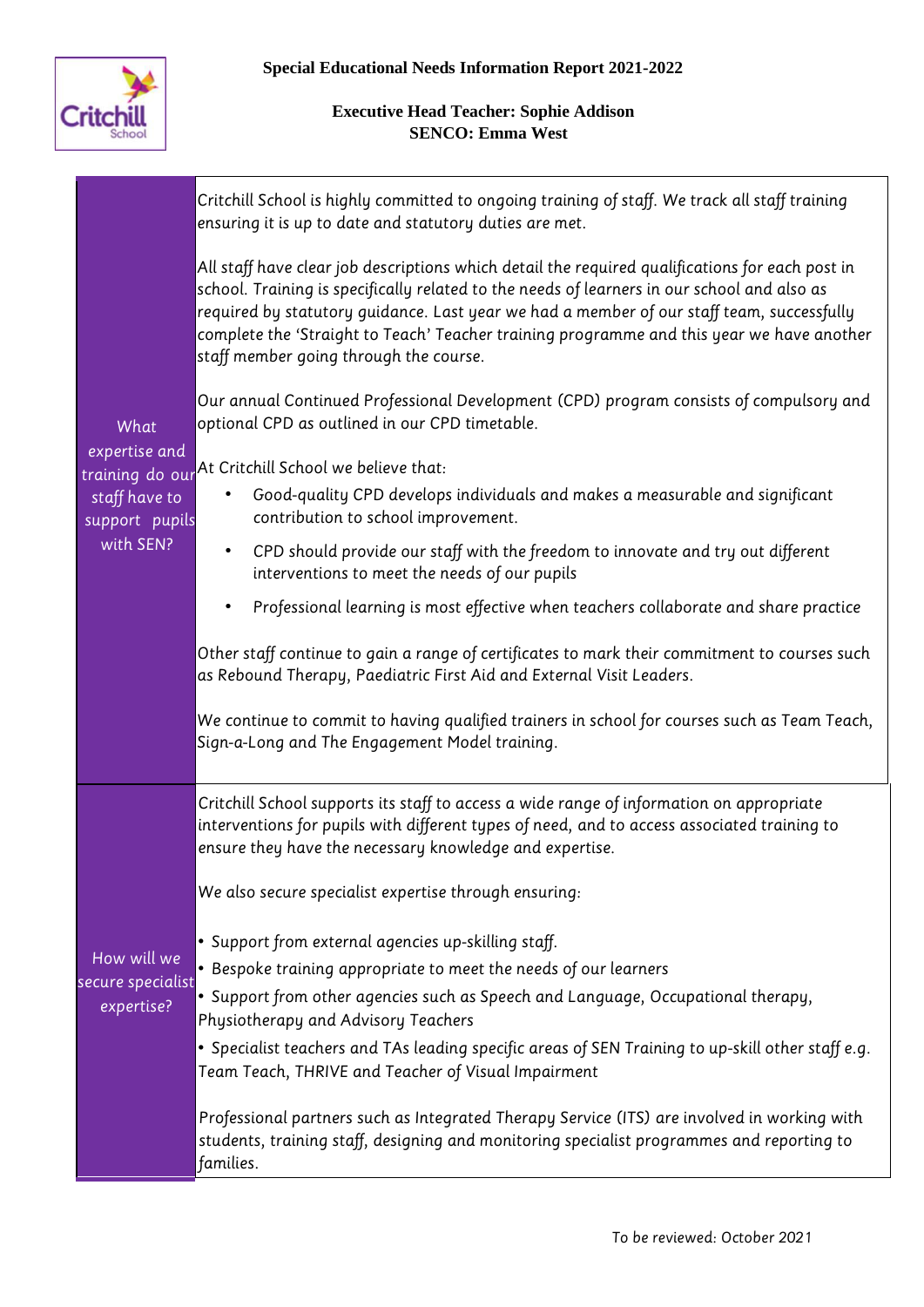**Special Educational Needs Information Report 2021-2022**

**Executive Head Teacher: Sophie Addison**
**SENCO: Emma West**

| | |
|---|---|
| What expertise and training do our staff have to support pupils with SEN? | Critchill School is highly committed to ongoing training of staff. We track all staff training ensuring it is up to date and statutory duties are met.<br><br>All staff have clear job descriptions which detail the required qualifications for each post in school. Training is specifically related to the needs of learners in our school and also as required by statutory guidance. Last year we had a member of our staff team, successfully complete the 'Straight to Teach' Teacher training programme and this year we have another staff member going through the course.<br><br>Our annual Continued Professional Development (CPD) program consists of compulsory and optional CPD as outlined in our CPD timetable.<br><br>At Critchill School we believe that:<br>• Good-quality CPD develops individuals and makes a measurable and significant contribution to school improvement.<br>• CPD should provide our staff with the freedom to innovate and try out different interventions to meet the needs of our pupils<br>• Professional learning is most effective when teachers collaborate and share practice<br><br>Other staff continue to gain a range of certificates to mark their commitment to courses such as Rebound Therapy, Paediatric First Aid and External Visit Leaders.<br><br>We continue to commit to having qualified trainers in school for courses such as Team Teach, Sign-a-Long and The Engagement Model training. |
| How will we secure specialist expertise? | Critchill School supports its staff to access a wide range of information on appropriate interventions for pupils with different types of need, and to access associated training to ensure they have the necessary knowledge and expertise.<br><br>We also secure specialist expertise through ensuring:<br><br>• Support from external agencies up-skilling staff.<br>• Bespoke training appropriate to meet the needs of our learners<br>• Support from other agencies such as Speech and Language, Occupational therapy, Physiotherapy and Advisory Teachers<br>• Specialist teachers and TAs leading specific areas of SEN Training to up-skill other staff e.g. Team Teach, THRIVE and Teacher of Visual Impairment<br><br>Professional partners such as Integrated Therapy Service (ITS) are involved in working with students, training staff, designing and monitoring specialist programmes and reporting to families. |

To be reviewed: October 2021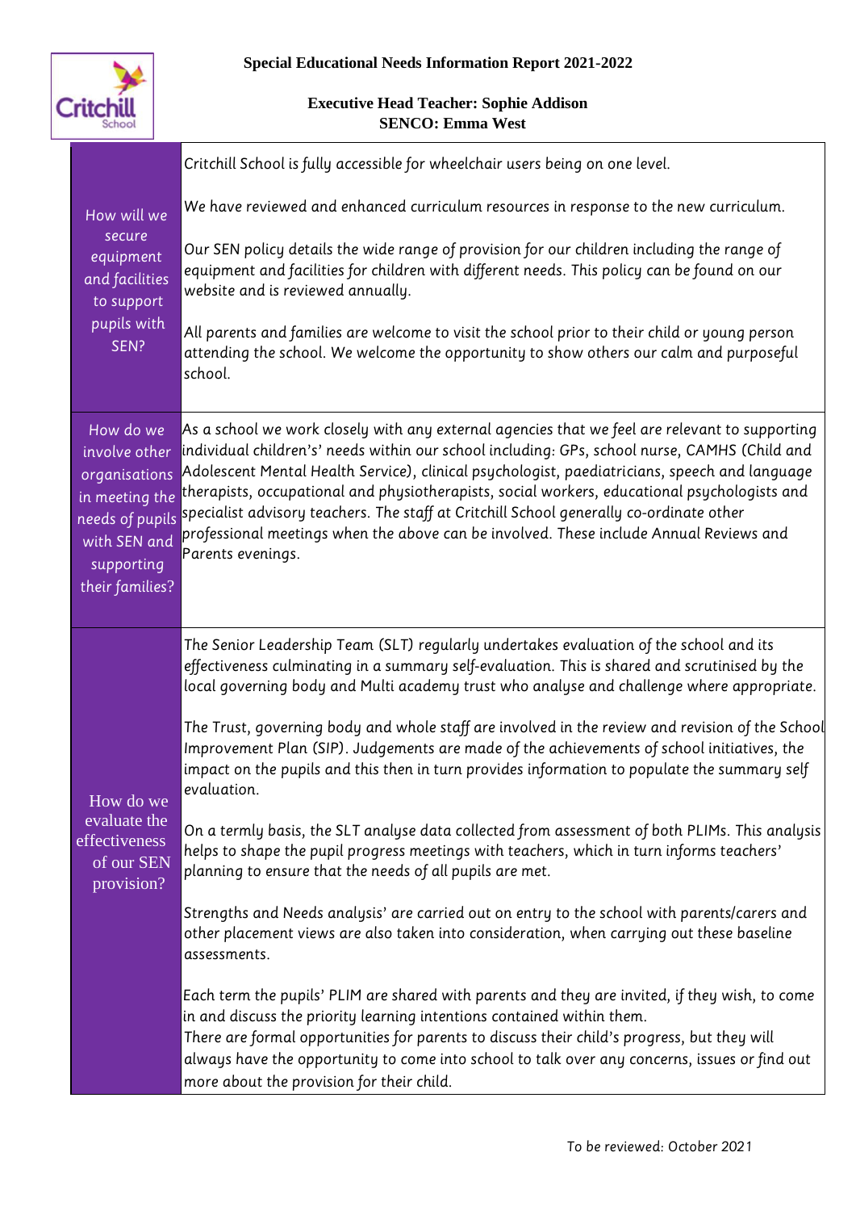**Special Educational Needs Information Report 2021-2022**

**Executive Head Teacher: Sophie Addison**
**SENCO: Emma West**

| | |
|---|---|
| How will we secure equipment and facilities to support pupils with SEN? | Critchill School is fully accessible for wheelchair users being on one level.<br><br>We have reviewed and enhanced curriculum resources in response to the new curriculum.<br><br>Our SEN policy details the wide range of provision for our children including the range of equipment and facilities for children with different needs. This policy can be found on our website and is reviewed annually.<br><br>All parents and families are welcome to visit the school prior to their child or young person attending the school. We welcome the opportunity to show others our calm and purposeful school. |
| How do we involve other organisations in meeting the needs of pupils with SEN and supporting their families? | As a school we work closely with any external agencies that we feel are relevant to supporting individual children's' needs within our school including: GPs, school nurse, CAMHS (Child and Adolescent Mental Health Service), clinical psychologist, paediatricians, speech and language therapists, occupational and physiotherapists, social workers, educational psychologists and specialist advisory teachers. The staff at Critchill School generally co-ordinate other professional meetings when the above can be involved. These include Annual Reviews and Parents evenings. |
| How do we evaluate the effectiveness of our SEN provision? | The Senior Leadership Team (SLT) regularly undertakes evaluation of the school and its effectiveness culminating in a summary self-evaluation. This is shared and scrutinised by the local governing body and Multi academy trust who analyse and challenge where appropriate.<br><br>The Trust, governing body and whole staff are involved in the review and revision of the School Improvement Plan (SIP). Judgements are made of the achievements of school initiatives, the impact on the pupils and this then in turn provides information to populate the summary self evaluation.<br><br>On a termly basis, the SLT analyse data collected from assessment of both PLIMs. This analysis helps to shape the pupil progress meetings with teachers, which in turn informs teachers' planning to ensure that the needs of all pupils are met.<br><br>Strengths and Needs analysis' are carried out on entry to the school with parents/carers and other placement views are also taken into consideration, when carrying out these baseline assessments.<br><br>Each term the pupils' PLIM are shared with parents and they are invited, if they wish, to come in and discuss the priority learning intentions contained within them.<br>There are formal opportunities for parents to discuss their child's progress, but they will always have the opportunity to come into school to talk over any concerns, issues or find out more about the provision for their child. |

To be reviewed: October 2021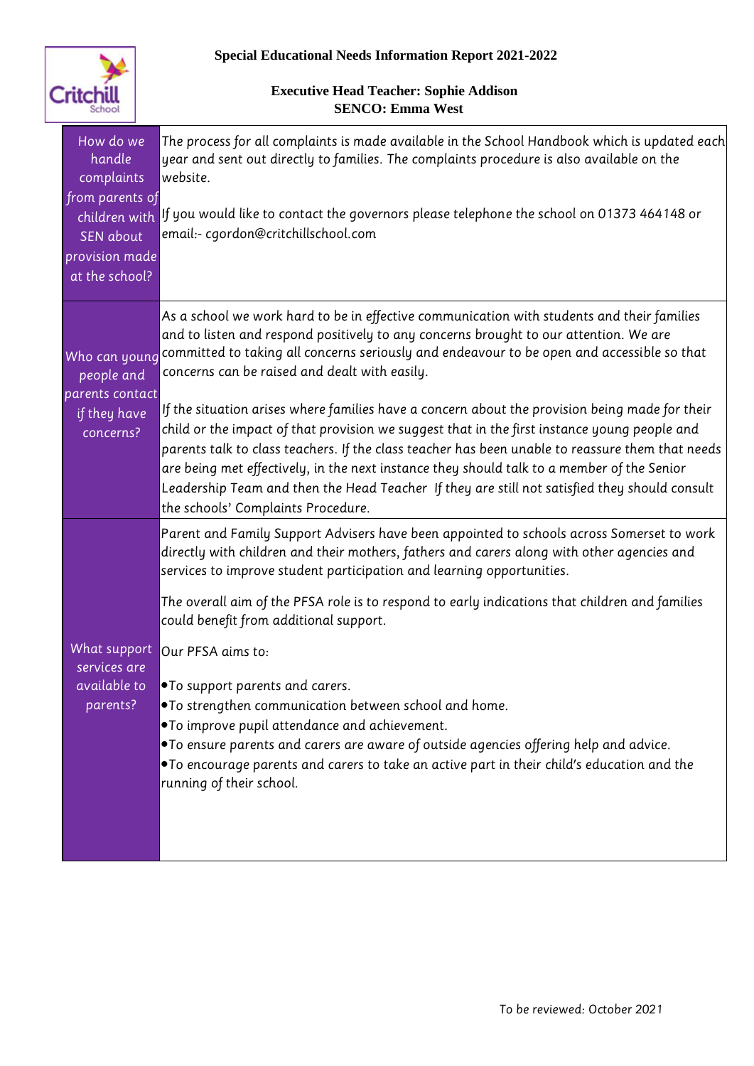**Special Educational Needs Information Report 2021-2022**

**Executive Head Teacher: Sophie Addison**
**SENCO: Emma West**

| | |
|---|---|
| How do we handle complaints from parents of children with SEN about provision made at the school? | The process for all complaints is made available in the School Handbook which is updated each year and sent out directly to families. The complaints procedure is also available on the website.<br><br>If you would like to contact the governors please telephone the school on 01373 464148 or email:- cgordon@critchillschool.com |
| Who can young people and parents contact if they have concerns? | As a school we work hard to be in effective communication with students and their families and to listen and respond positively to any concerns brought to our attention. We are committed to taking all concerns seriously and endeavour to be open and accessible so that concerns can be raised and dealt with easily.<br><br>If the situation arises where families have a concern about the provision being made for their child or the impact of that provision we suggest that in the first instance young people and parents talk to class teachers. If the class teacher has been unable to reassure them that needs are being met effectively, in the next instance they should talk to a member of the Senior Leadership Team and then the Head Teacher If they are still not satisfied they should consult the schools' Complaints Procedure. |
| What support services are available to parents? | Parent and Family Support Advisers have been appointed to schools across Somerset to work directly with children and their mothers, fathers and carers along with other agencies and services to improve student participation and learning opportunities.<br><br>The overall aim of the PFSA role is to respond to early indications that children and families could benefit from additional support.<br><br>Our PFSA aims to:<br><br>• To support parents and carers.<br>• To strengthen communication between school and home.<br>• To improve pupil attendance and achievement.<br>• To ensure parents and carers are aware of outside agencies offering help and advice.<br>• To encourage parents and carers to take an active part in their child's education and the running of their school. |

To be reviewed: October 2021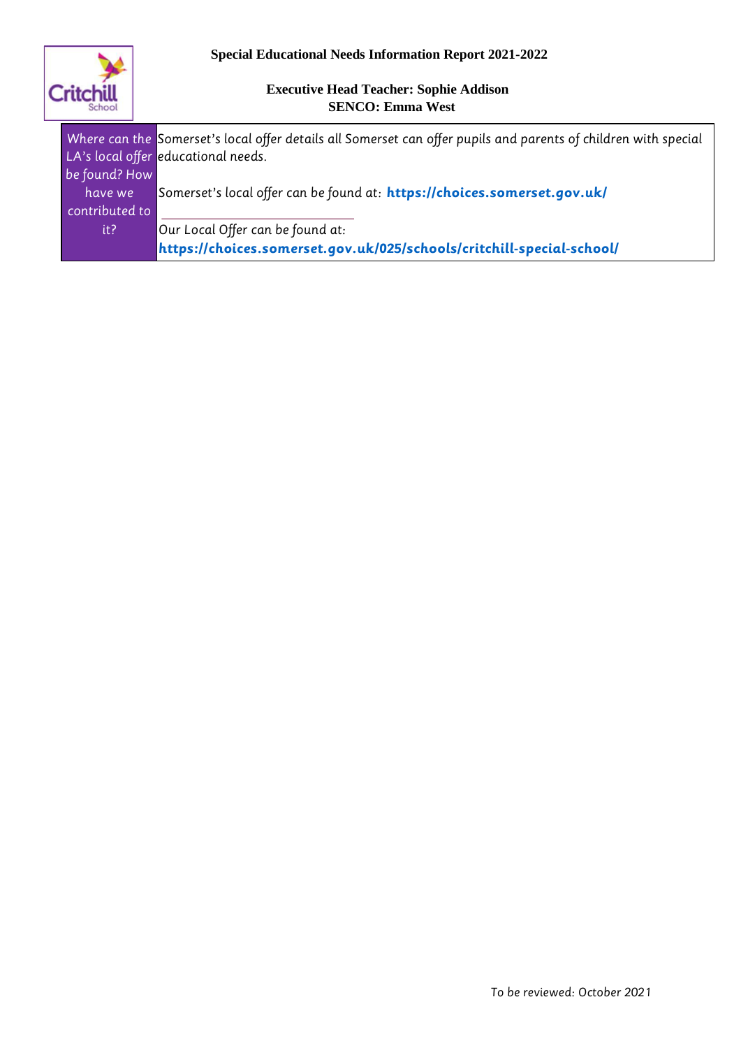**Special Educational Needs Information Report 2021-2022**

**Executive Head Teacher: Sophie Addison**
**SENCO: Emma West**

| | |
|---|---|
| Where can the LA's local offer be found? How have we contributed to it? | Somerset's local offer details all Somerset can offer pupils and parents of children with special educational needs.<br><br>Somerset's local offer can be found at: **https://choices.somerset.gov.uk/**<br><br>Our Local Offer can be found at:<br>**https://choices.somerset.gov.uk/025/schools/critchill-special-school/** |

To be reviewed: October 2021